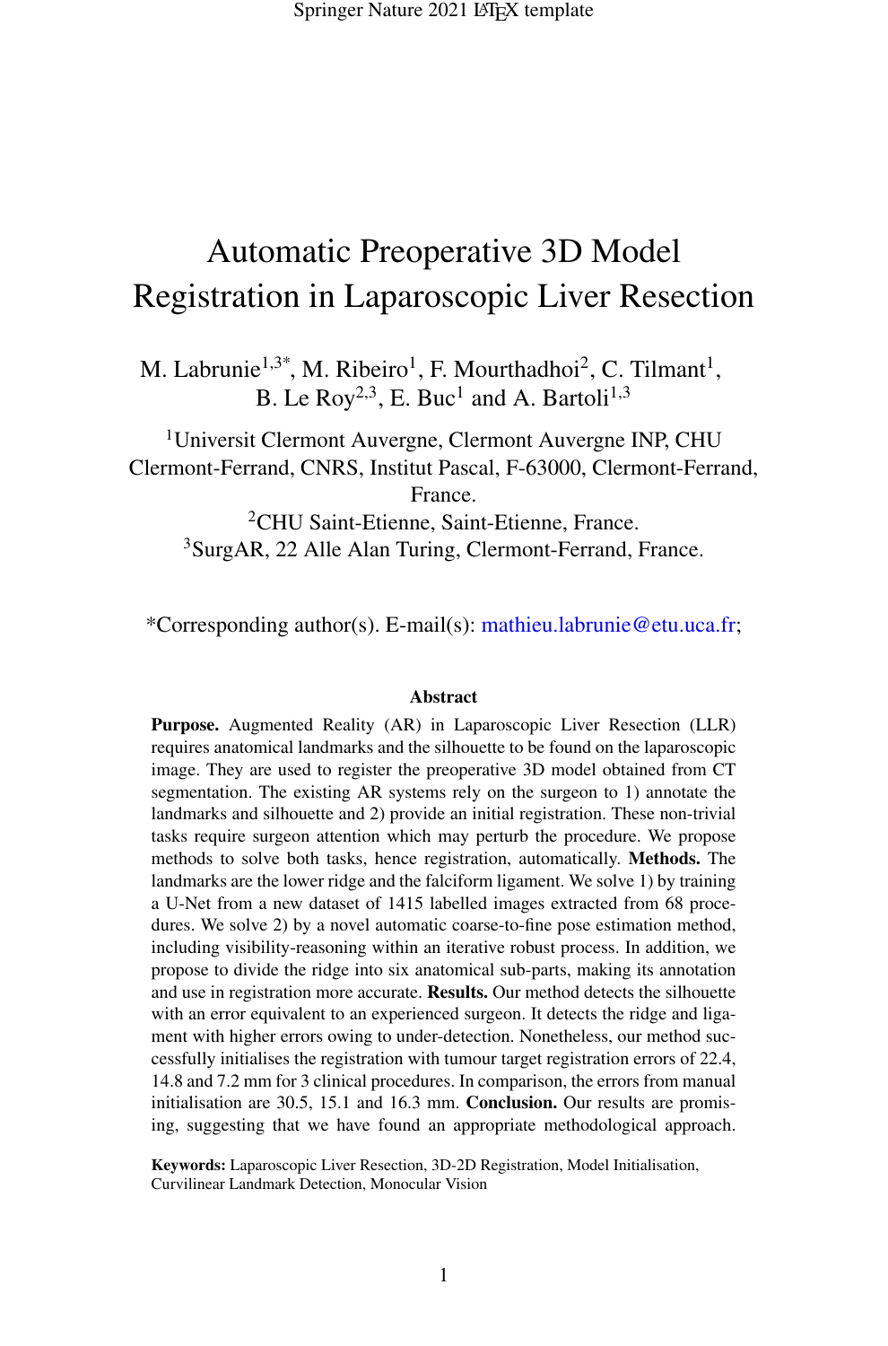# Automatic Preoperative 3D Model Registration in Laparoscopic Liver Resection

M. Labrunie[1,3*], M. Ribeiro[1], F. Mourthadhoi[2], C. Tilmant[1], B. Le Roy[2,3], E. Buc[1] and A. Bartoli[1,3]

[1]Universit Clermont Auvergne, Clermont Auvergne INP, CHU Clermont-Ferrand, CNRS, Institut Pascal, F-63000, Clermont-Ferrand, France.

[2]CHU Saint-Etienne, Saint-Etienne, France.

[3]SurgAR, 22 Alle Alan Turing, Clermont-Ferrand, France.

*Corresponding author(s). E-mail(s): mathieu.labrunie@etu.uca.fr;

## Abstract

**Purpose.** Augmented Reality (AR) in Laparoscopic Liver Resection (LLR) requires anatomical landmarks and the silhouette to be found on the laparoscopic image. They are used to register the preoperative 3D model obtained from CT segmentation. The existing AR systems rely on the surgeon to 1) annotate the landmarks and silhouette and 2) provide an initial registration. These non-trivial tasks require surgeon attention which may perturb the procedure. We propose methods to solve both tasks, hence registration, automatically. **Methods.** The landmarks are the lower ridge and the falciform ligament. We solve 1) by training a U-Net from a new dataset of 1415 labelled images extracted from 68 procedures. We solve 2) by a novel automatic coarse-to-fine pose estimation method, including visibility-reasoning within an iterative robust process. In addition, we propose to divide the ridge into six anatomical sub-parts, making its annotation and use in registration more accurate. **Results.** Our method detects the silhouette with an error equivalent to an experienced surgeon. It detects the ridge and ligament with higher errors owing to under-detection. Nonetheless, our method successfully initialises the registration with tumour target registration errors of 22.4, 14.8 and 7.2 mm for 3 clinical procedures. In comparison, the errors from manual initialisation are 30.5, 15.1 and 16.3 mm. **Conclusion.** Our results are promising, suggesting that we have found an appropriate methodological approach.

**Keywords:** Laparoscopic Liver Resection, 3D-2D Registration, Model Initialisation, Curvilinear Landmark Detection, Monocular Vision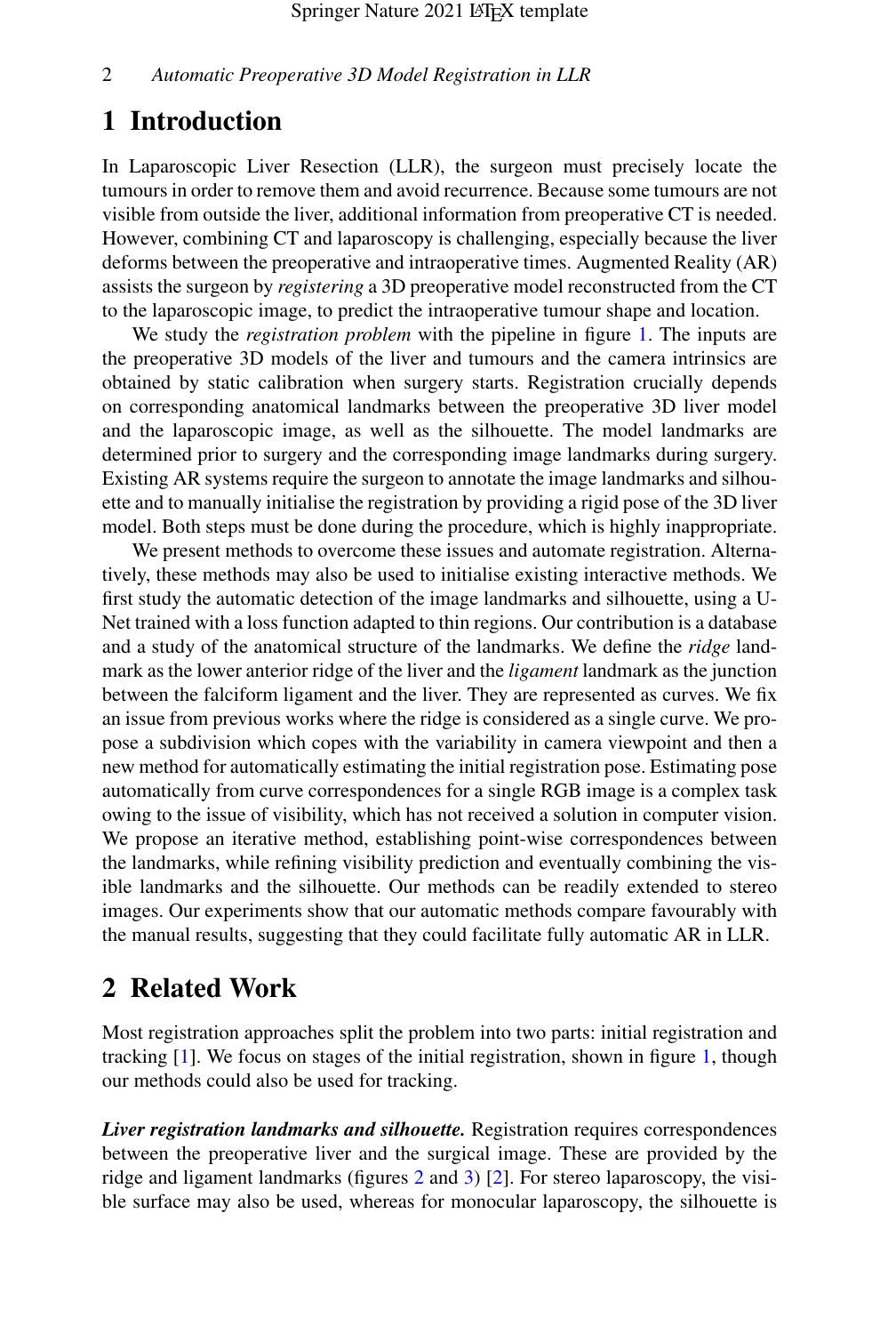# 1 Introduction

In Laparoscopic Liver Resection (LLR), the surgeon must precisely locate the tumours in order to remove them and avoid recurrence. Because some tumours are not visible from outside the liver, additional information from preoperative CT is needed. However, combining CT and laparoscopy is challenging, especially because the liver deforms between the preoperative and intraoperative times. Augmented Reality (AR) assists the surgeon by *registering* a 3D preoperative model reconstructed from the CT to the laparoscopic image, to predict the intraoperative tumour shape and location.

We study the *registration problem* with the pipeline in figure 1. The inputs are the preoperative 3D models of the liver and tumours and the camera intrinsics are obtained by static calibration when surgery starts. Registration crucially depends on corresponding anatomical landmarks between the preoperative 3D liver model and the laparoscopic image, as well as the silhouette. The model landmarks are determined prior to surgery and the corresponding image landmarks during surgery. Existing AR systems require the surgeon to annotate the image landmarks and silhouette and to manually initialise the registration by providing a rigid pose of the 3D liver model. Both steps must be done during the procedure, which is highly inappropriate.

We present methods to overcome these issues and automate registration. Alternatively, these methods may also be used to initialise existing interactive methods. We first study the automatic detection of the image landmarks and silhouette, using a U-Net trained with a loss function adapted to thin regions. Our contribution is a database and a study of the anatomical structure of the landmarks. We define the *ridge* landmark as the lower anterior ridge of the liver and the *ligament* landmark as the junction between the falciform ligament and the liver. They are represented as curves. We fix an issue from previous works where the ridge is considered as a single curve. We propose a subdivision which copes with the variability in camera viewpoint and then a new method for automatically estimating the initial registration pose. Estimating pose automatically from curve correspondences for a single RGB image is a complex task owing to the issue of visibility, which has not received a solution in computer vision. We propose an iterative method, establishing point-wise correspondences between the landmarks, while refining visibility prediction and eventually combining the visible landmarks and the silhouette. Our methods can be readily extended to stereo images. Our experiments show that our automatic methods compare favourably with the manual results, suggesting that they could facilitate fully automatic AR in LLR.

# 2 Related Work

Most registration approaches split the problem into two parts: initial registration and tracking [1]. We focus on stages of the initial registration, shown in figure 1, though our methods could also be used for tracking.

***Liver registration landmarks and silhouette.*** Registration requires correspondences between the preoperative liver and the surgical image. These are provided by the ridge and ligament landmarks (figures 2 and 3) [2]. For stereo laparoscopy, the visible surface may also be used, whereas for monocular laparoscopy, the silhouette is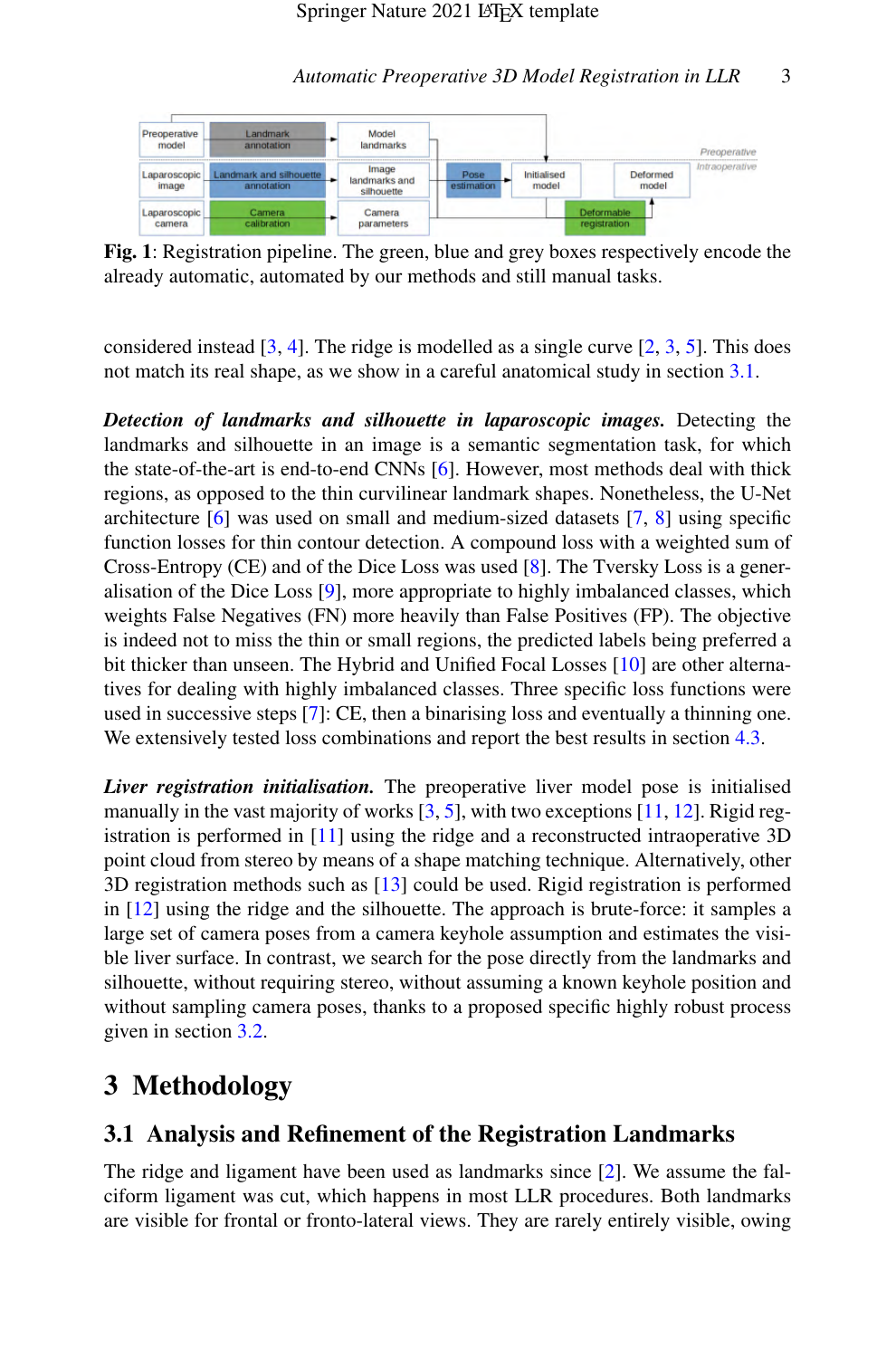Fig. 1: Registration pipeline. The green, blue and grey boxes respectively encode the already automatic, automated by our methods and still manual tasks.

considered instead [3, 4]. The ridge is modelled as a single curve [2, 3, 5]. This does not match its real shape, as we show in a careful anatomical study in section 3.1.

***Detection of landmarks and silhouette in laparoscopic images.*** Detecting the landmarks and silhouette in an image is a semantic segmentation task, for which the state-of-the-art is end-to-end CNNs [6]. However, most methods deal with thick regions, as opposed to the thin curvilinear landmark shapes. Nonetheless, the U-Net architecture [6] was used on small and medium-sized datasets [7, 8] using specific function losses for thin contour detection. A compound loss with a weighted sum of Cross-Entropy (CE) and of the Dice Loss was used [8]. The Tversky Loss is a generalisation of the Dice Loss [9], more appropriate to highly imbalanced classes, which weights False Negatives (FN) more heavily than False Positives (FP). The objective is indeed not to miss the thin or small regions, the predicted labels being preferred a bit thicker than unseen. The Hybrid and Unified Focal Losses [10] are other alternatives for dealing with highly imbalanced classes. Three specific loss functions were used in successive steps [7]: CE, then a binarising loss and eventually a thinning one. We extensively tested loss combinations and report the best results in section 4.3.

***Liver registration initialisation.*** The preoperative liver model pose is initialised manually in the vast majority of works [3, 5], with two exceptions [11, 12]. Rigid registration is performed in [11] using the ridge and a reconstructed intraoperative 3D point cloud from stereo by means of a shape matching technique. Alternatively, other 3D registration methods such as [13] could be used. Rigid registration is performed in [12] using the ridge and the silhouette. The approach is brute-force: it samples a large set of camera poses from a camera keyhole assumption and estimates the visible liver surface. In contrast, we search for the pose directly from the landmarks and silhouette, without requiring stereo, without assuming a known keyhole position and without sampling camera poses, thanks to a proposed specific highly robust process given in section 3.2.

# 3 Methodology

## 3.1 Analysis and Refinement of the Registration Landmarks

The ridge and ligament have been used as landmarks since [2]. We assume the falciform ligament was cut, which happens in most LLR procedures. Both landmarks are visible for frontal or fronto-lateral views. They are rarely entirely visible, owing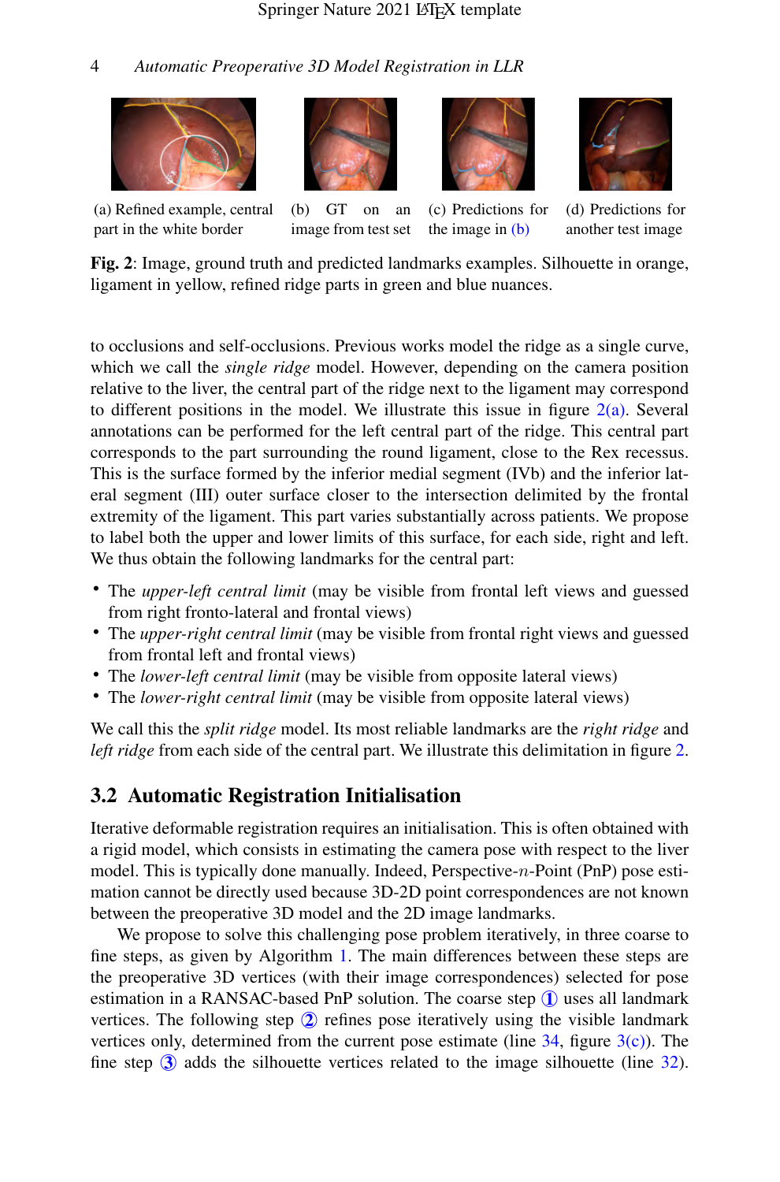(a) Refined example, central part in the white border

(b) GT on an image from test set

(c) Predictions for the image in (b)

(d) Predictions for another test image

**Fig. 2**: Image, ground truth and predicted landmarks examples. Silhouette in orange, ligament in yellow, refined ridge parts in green and blue nuances.

to occlusions and self-occlusions. Previous works model the ridge as a single curve, which we call the *single ridge* model. However, depending on the camera position relative to the liver, the central part of the ridge next to the ligament may correspond to different positions in the model. We illustrate this issue in figure 2(a). Several annotations can be performed for the left central part of the ridge. This central part corresponds to the part surrounding the round ligament, close to the Rex recessus. This is the surface formed by the inferior medial segment (IVb) and the inferior lateral segment (III) outer surface closer to the intersection delimited by the frontal extremity of the ligament. This part varies substantially across patients. We propose to label both the upper and lower limits of this surface, for each side, right and left. We thus obtain the following landmarks for the central part:

- The *upper-left central limit* (may be visible from frontal left views and guessed from right fronto-lateral and frontal views)
- The *upper-right central limit* (may be visible from frontal right views and guessed from frontal left and frontal views)
- The *lower-left central limit* (may be visible from opposite lateral views)
- The *lower-right central limit* (may be visible from opposite lateral views)

We call this the *split ridge* model. Its most reliable landmarks are the *right ridge* and *left ridge* from each side of the central part. We illustrate this delimitation in figure 2.

## 3.2 Automatic Registration Initialisation

Iterative deformable registration requires an initialisation. This is often obtained with a rigid model, which consists in estimating the camera pose with respect to the liver model. This is typically done manually. Indeed, Perspective-$n$-Point (PnP) pose estimation cannot be directly used because 3D-2D point correspondences are not known between the preoperative 3D model and the 2D image landmarks.

We propose to solve this challenging pose problem iteratively, in three coarse to fine steps, as given by Algorithm 1. The main differences between these steps are the preoperative 3D vertices (with their image correspondences) selected for pose estimation in a RANSAC-based PnP solution. The coarse step ① uses all landmark vertices. The following step ② refines pose iteratively using the visible landmark vertices only, determined from the current pose estimate (line 34, figure 3(c)). The fine step ③ adds the silhouette vertices related to the image silhouette (line 32).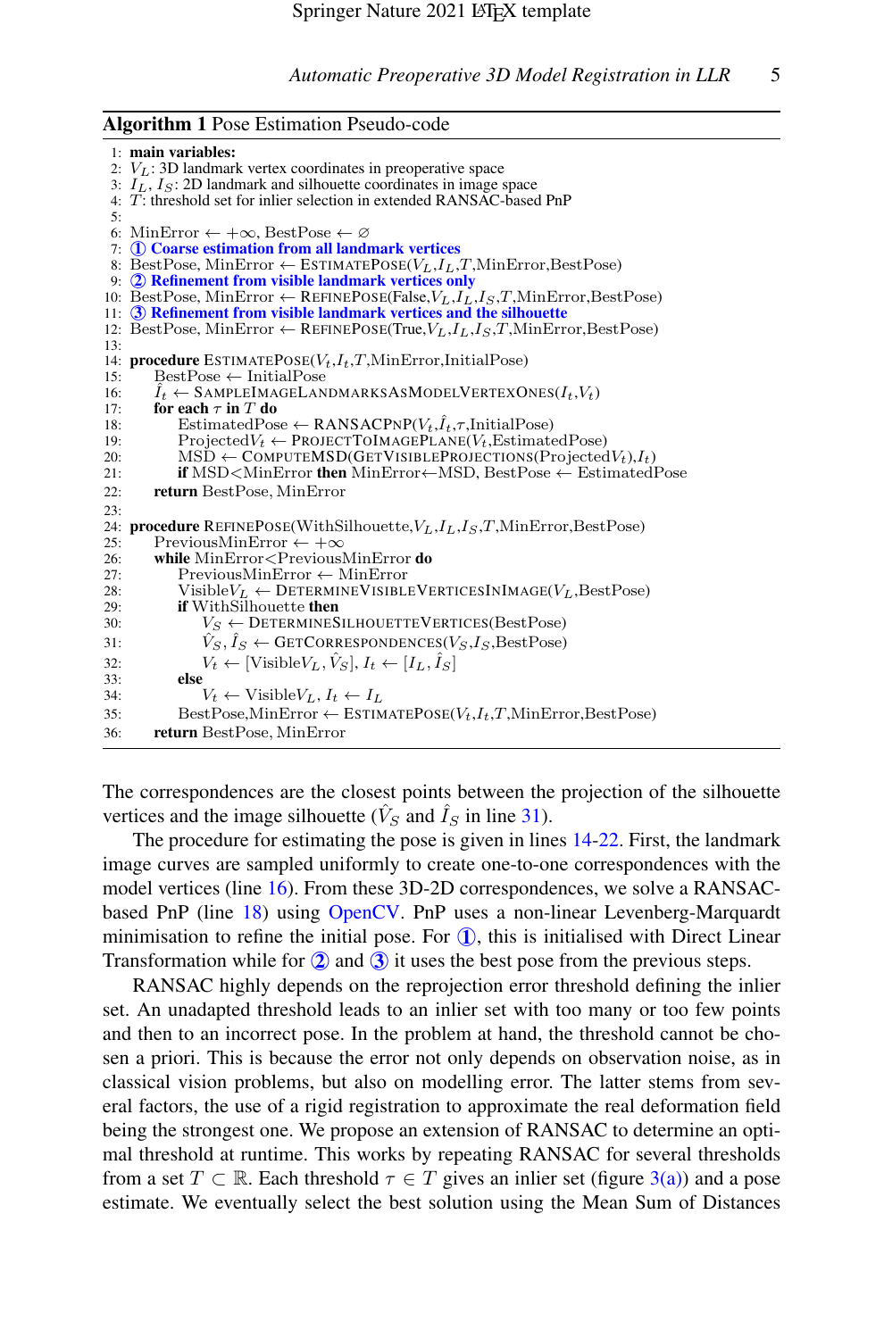**Algorithm 1** Pose Estimation Pseudo-code

```
1:  main variables:
2:  V_L: 3D landmark vertex coordinates in preoperative space
3:  I_L, I_S: 2D landmark and silhouette coordinates in image space
4:  T: threshold set for inlier selection in extended RANSAC-based PnP
5:
6:  MinError ← +∞, BestPose ← ∅
7:  ① Coarse estimation from all landmark vertices
8:  BestPose, MinError ← EstimatePose(V_L,I_L,T,MinError,BestPose)
9:  ② Refinement from visible landmark vertices only
10: BestPose, MinError ← RefinePose(False,V_L,I_L,I_S,T,MinError,BestPose)
11: ③ Refinement from visible landmark vertices and the silhouette
12: BestPose, MinError ← RefinePose(True,V_L,I_L,I_S,T,MinError,BestPose)
13:
14: procedure EstimatePose(V_t,I_t,T,MinError,InitialPose)
15:     BestPose ← InitialPose
16:     Î_t ← SampleImageLandmarksAsModelVertexOnes(I_t,V_t)
17:     for each τ in T do
18:         EstimatedPose ← RANSACPnP(V_t,Î_t,τ,InitialPose)
19:         ProjectedV_t ← ProjectToImagePlane(V_t,EstimatedPose)
20:         MSD ← ComputeMSD(GetVisibleProjections(ProjectedV_t),I_t)
21:         if MSD<MinError then MinError←MSD, BestPose ← EstimatedPose
22:     return BestPose, MinError
23:
24: procedure RefinePose(WithSilhouette,V_L,I_L,I_S,T,MinError,BestPose)
25:     PreviousMinError ← +∞
26:     while MinError<PreviousMinError do
27:         PreviousMinError ← MinError
28:         VisibleV_L ← DetermineVisibleVerticesInImage(V_L,BestPose)
29:         if WithSilhouette then
30:             V_S ← DetermineSilhouetteVertices(BestPose)
31:             V̂_S, Î_S ← GetCorrespondences(V_S,I_S,BestPose)
32:             V_t ← [VisibleV_L, V̂_S], I_t ← [I_L, Î_S]
33:         else
34:             V_t ← VisibleV_L, I_t ← I_L
35:         BestPose,MinError ← EstimatePose(V_t,I_t,T,MinError,BestPose)
36:     return BestPose, MinError
```

The correspondences are the closest points between the projection of the silhouette vertices and the image silhouette ($\hat{V}_S$ and $\hat{I}_S$ in line 31).

The procedure for estimating the pose is given in lines 14-22. First, the landmark image curves are sampled uniformly to create one-to-one correspondences with the model vertices (line 16). From these 3D-2D correspondences, we solve a RANSAC-based PnP (line 18) using OpenCV. PnP uses a non-linear Levenberg-Marquardt minimisation to refine the initial pose. For ①, this is initialised with Direct Linear Transformation while for ② and ③ it uses the best pose from the previous steps.

RANSAC highly depends on the reprojection error threshold defining the inlier set. An unadapted threshold leads to an inlier set with too many or too few points and then to an incorrect pose. In the problem at hand, the threshold cannot be chosen a priori. This is because the error not only depends on observation noise, as in classical vision problems, but also on modelling error. The latter stems from several factors, the use of a rigid registration to approximate the real deformation field being the strongest one. We propose an extension of RANSAC to determine an optimal threshold at runtime. This works by repeating RANSAC for several thresholds from a set $T \subset \mathbb{R}$. Each threshold $\tau \in T$ gives an inlier set (figure 3(a)) and a pose estimate. We eventually select the best solution using the Mean Sum of Distances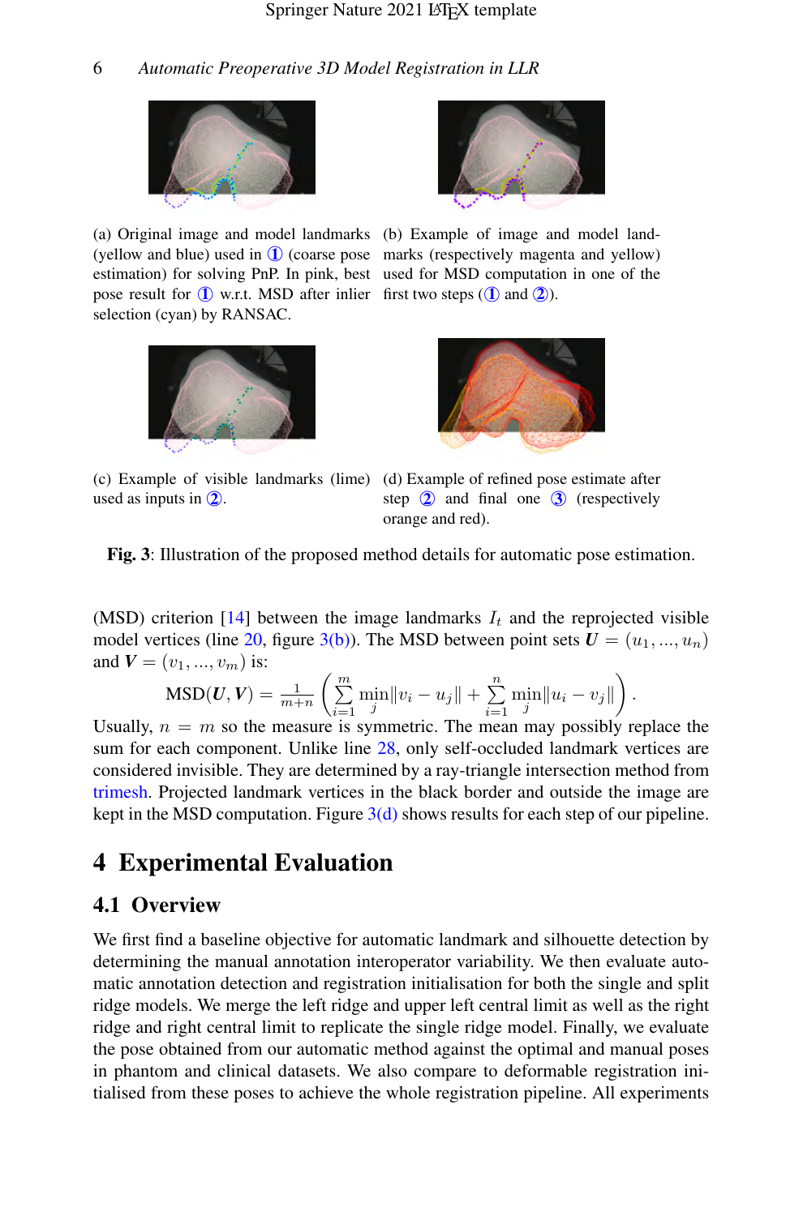(a) Original image and model landmarks (yellow and blue) used in ① (coarse pose estimation) for solving PnP. In pink, best pose result for ① w.r.t. MSD after inlier selection (cyan) by RANSAC.

(b) Example of image and model landmarks (respectively magenta and yellow) used for MSD computation in one of the first two steps (① and ②).

(c) Example of visible landmarks (lime) used as inputs in ②.

(d) Example of refined pose estimate after step ② and final one ③ (respectively orange and red).

**Fig. 3**: Illustration of the proposed method details for automatic pose estimation.

(MSD) criterion [14] between the image landmarks $I_t$ and the reprojected visible model vertices (line 20, figure 3(b)). The MSD between point sets $\boldsymbol{U} = (u_1, ..., u_n)$ and $\boldsymbol{V} = (v_1, ..., v_m)$ is:

$$\text{MSD}(\boldsymbol{U}, \boldsymbol{V}) = \frac{1}{m+n} \left( \sum_{i=1}^{m} \min_j \|v_i - u_j\| + \sum_{i=1}^{n} \min_j \|u_i - v_j\| \right).$$

Usually, $n = m$ so the measure is symmetric. The mean may possibly replace the sum for each component. Unlike line 28, only self-occluded landmark vertices are considered invisible. They are determined by a ray-triangle intersection method from trimesh. Projected landmark vertices in the black border and outside the image are kept in the MSD computation. Figure 3(d) shows results for each step of our pipeline.

# 4 Experimental Evaluation

## 4.1 Overview

We first find a baseline objective for automatic landmark and silhouette detection by determining the manual annotation interoperator variability. We then evaluate automatic annotation detection and registration initialisation for both the single and split ridge models. We merge the left ridge and upper left central limit as well as the right ridge and right central limit to replicate the single ridge model. Finally, we evaluate the pose obtained from our automatic method against the optimal and manual poses in phantom and clinical datasets. We also compare to deformable registration initialised from these poses to achieve the whole registration pipeline. All experiments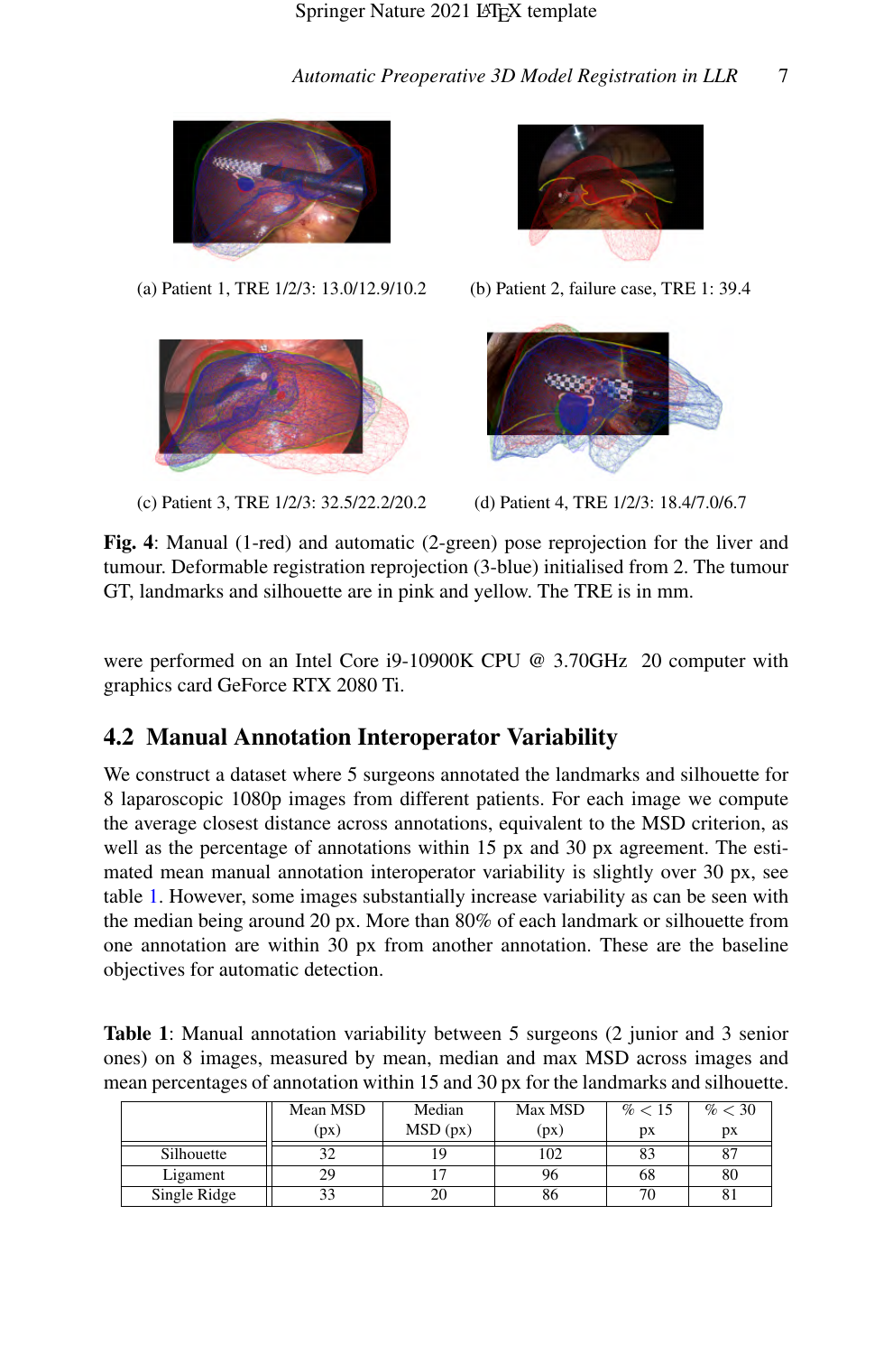(a) Patient 1, TRE 1/2/3: 13.0/12.9/10.2

(b) Patient 2, failure case, TRE 1: 39.4

(c) Patient 3, TRE 1/2/3: 32.5/22.2/20.2

(d) Patient 4, TRE 1/2/3: 18.4/7.0/6.7

**Fig. 4**: Manual (1-red) and automatic (2-green) pose reprojection for the liver and tumour. Deformable registration reprojection (3-blue) initialised from 2. The tumour GT, landmarks and silhouette are in pink and yellow. The TRE is in mm.

were performed on an Intel Core i9-10900K CPU @ 3.70GHz 20 computer with graphics card GeForce RTX 2080 Ti.

## 4.2 Manual Annotation Interoperator Variability

We construct a dataset where 5 surgeons annotated the landmarks and silhouette for 8 laparoscopic 1080p images from different patients. For each image we compute the average closest distance across annotations, equivalent to the MSD criterion, as well as the percentage of annotations within 15 px and 30 px agreement. The estimated mean manual annotation interoperator variability is slightly over 30 px, see table 1. However, some images substantially increase variability as can be seen with the median being around 20 px. More than 80% of each landmark or silhouette from one annotation are within 30 px from another annotation. These are the baseline objectives for automatic detection.

**Table 1**: Manual annotation variability between 5 surgeons (2 junior and 3 senior ones) on 8 images, measured by mean, median and max MSD across images and mean percentages of annotation within 15 and 30 px for the landmarks and silhouette.

| | Mean MSD (px) | Median MSD (px) | Max MSD (px) | $\% < 15$ px | $\% < 30$ px |
|---|---|---|---|---|---|
| Silhouette | 32 | 19 | 102 | 83 | 87 |
| Ligament | 29 | 17 | 96 | 68 | 80 |
| Single Ridge | 33 | 20 | 86 | 70 | 81 |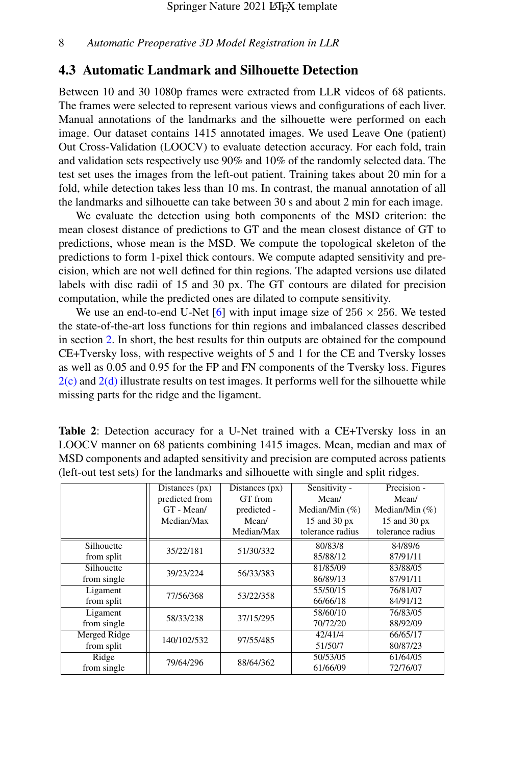## 4.3 Automatic Landmark and Silhouette Detection

Between 10 and 30 1080p frames were extracted from LLR videos of 68 patients. The frames were selected to represent various views and configurations of each liver. Manual annotations of the landmarks and the silhouette were performed on each image. Our dataset contains 1415 annotated images. We used Leave One (patient) Out Cross-Validation (LOOCV) to evaluate detection accuracy. For each fold, train and validation sets respectively use 90% and 10% of the randomly selected data. The test set uses the images from the left-out patient. Training takes about 20 min for a fold, while detection takes less than 10 ms. In contrast, the manual annotation of all the landmarks and silhouette can take between 30 s and about 2 min for each image.

We evaluate the detection using both components of the MSD criterion: the mean closest distance of predictions to GT and the mean closest distance of GT to predictions, whose mean is the MSD. We compute the topological skeleton of the predictions to form 1-pixel thick contours. We compute adapted sensitivity and precision, which are not well defined for thin regions. The adapted versions use dilated labels with disc radii of 15 and 30 px. The GT contours are dilated for precision computation, while the predicted ones are dilated to compute sensitivity.

We use an end-to-end U-Net [6] with input image size of $256 \times 256$. We tested the state-of-the-art loss functions for thin regions and imbalanced classes described in section 2. In short, the best results for thin outputs are obtained for the compound CE+Tversky loss, with respective weights of 5 and 1 for the CE and Tversky losses as well as 0.05 and 0.95 for the FP and FN components of the Tversky loss. Figures 2(c) and 2(d) illustrate results on test images. It performs well for the silhouette while missing parts for the ridge and the ligament.

**Table 2**: Detection accuracy for a U-Net trained with a CE+Tversky loss in an LOOCV manner on 68 patients combining 1415 images. Mean, median and max of MSD components and adapted sensitivity and precision are computed across patients (left-out test sets) for the landmarks and silhouette with single and split ridges.

| | Distances (px) predicted from GT - Mean/ Median/Max | Distances (px) GT from predicted - Mean/ Median/Max | Sensitivity - Mean/ Median/Min (%) 15 and 30 px tolerance radius | Precision - Mean/ Median/Min (%) 15 and 30 px tolerance radius |
|---|---|---|---|---|
| Silhouette from split | 35/22/181 | 51/30/332 | 80/83/8<br>85/88/12 | 84/89/6<br>87/91/11 |
| Silhouette from single | 39/23/224 | 56/33/383 | 81/85/09<br>86/89/13 | 83/88/05<br>87/91/11 |
| Ligament from split | 77/56/368 | 53/22/358 | 55/50/15<br>66/66/18 | 76/81/07<br>84/91/12 |
| Ligament from single | 58/33/238 | 37/15/295 | 58/60/10<br>70/72/20 | 76/83/05<br>88/92/09 |
| Merged Ridge from split | 140/102/532 | 97/55/485 | 42/41/4<br>51/50/7 | 66/65/17<br>80/87/23 |
| Ridge from single | 79/64/296 | 88/64/362 | 50/53/05<br>61/66/09 | 61/64/05<br>72/76/07 |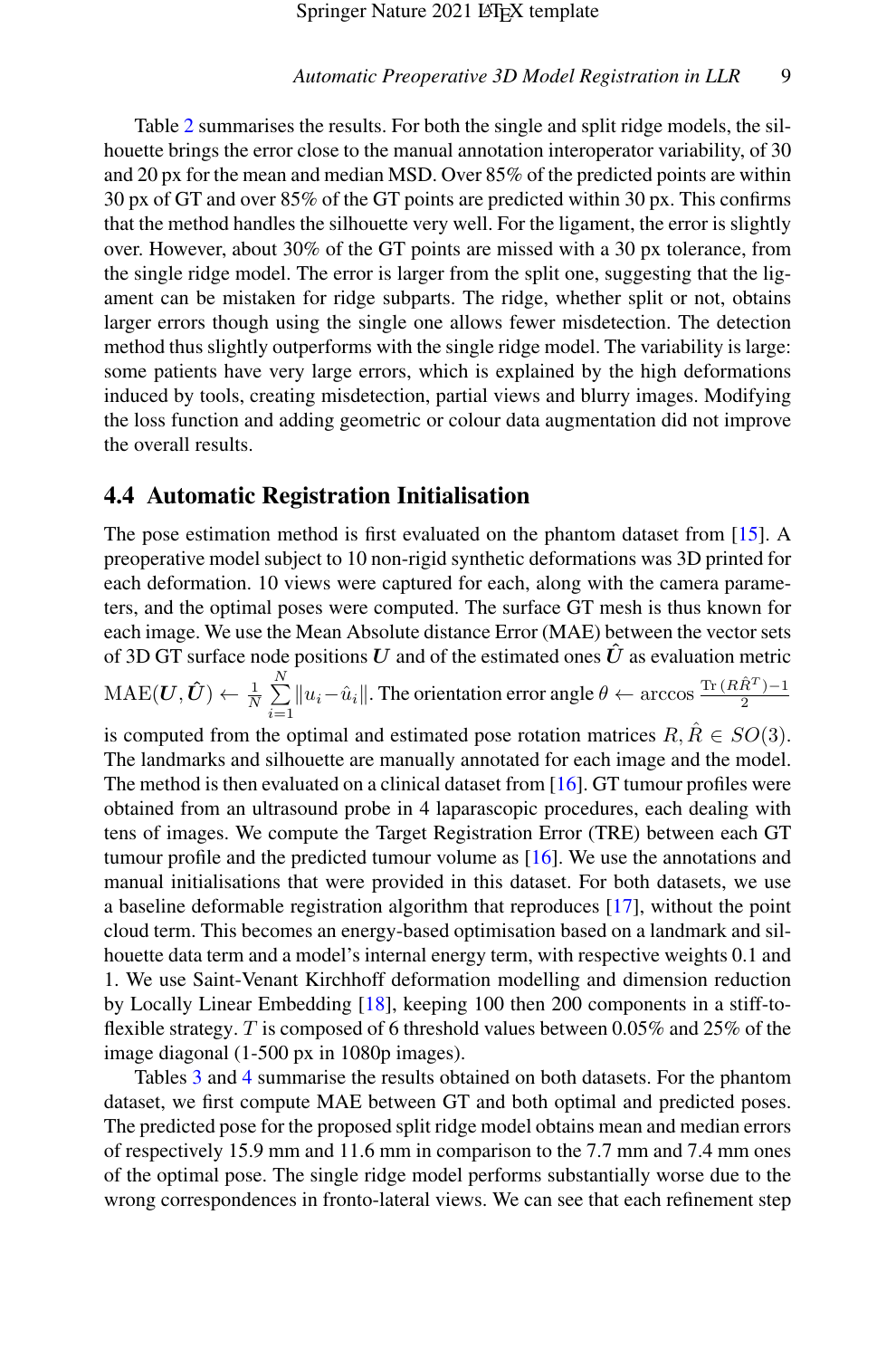Table 2 summarises the results. For both the single and split ridge models, the silhouette brings the error close to the manual annotation interoperator variability, of 30 and 20 px for the mean and median MSD. Over 85% of the predicted points are within 30 px of GT and over 85% of the GT points are predicted within 30 px. This confirms that the method handles the silhouette very well. For the ligament, the error is slightly over. However, about 30% of the GT points are missed with a 30 px tolerance, from the single ridge model. The error is larger from the split one, suggesting that the ligament can be mistaken for ridge subparts. The ridge, whether split or not, obtains larger errors though using the single one allows fewer misdetection. The detection method thus slightly outperforms with the single ridge model. The variability is large: some patients have very large errors, which is explained by the high deformations induced by tools, creating misdetection, partial views and blurry images. Modifying the loss function and adding geometric or colour data augmentation did not improve the overall results.

## 4.4 Automatic Registration Initialisation

The pose estimation method is first evaluated on the phantom dataset from [15]. A preoperative model subject to 10 non-rigid synthetic deformations was 3D printed for each deformation. 10 views were captured for each, along with the camera parameters, and the optimal poses were computed. The surface GT mesh is thus known for each image. We use the Mean Absolute distance Error (MAE) between the vector sets of 3D GT surface node positions $\boldsymbol{U}$ and of the estimated ones $\hat{\boldsymbol{U}}$ as evaluation metric $\mathrm{MAE}(\boldsymbol{U}, \hat{\boldsymbol{U}}) \leftarrow \frac{1}{N} \sum_{i=1}^{N} \|u_i - \hat{u}_i\|$. The orientation error angle $\theta \leftarrow \arccos \frac{\mathrm{Tr}\,(R\hat{R}^T)-1}{2}$ is computed from the optimal and estimated pose rotation matrices $R, \hat{R} \in SO(3)$. The landmarks and silhouette are manually annotated for each image and the model. The method is then evaluated on a clinical dataset from [16]. GT tumour profiles were obtained from an ultrasound probe in 4 laparascopic procedures, each dealing with tens of images. We compute the Target Registration Error (TRE) between each GT tumour profile and the predicted tumour volume as [16]. We use the annotations and manual initialisations that were provided in this dataset. For both datasets, we use a baseline deformable registration algorithm that reproduces [17], without the point cloud term. This becomes an energy-based optimisation based on a landmark and silhouette data term and a model's internal energy term, with respective weights 0.1 and 1. We use Saint-Venant Kirchhoff deformation modelling and dimension reduction by Locally Linear Embedding [18], keeping 100 then 200 components in a stiff-to-flexible strategy. $T$ is composed of 6 threshold values between 0.05% and 25% of the image diagonal (1-500 px in 1080p images).

Tables 3 and 4 summarise the results obtained on both datasets. For the phantom dataset, we first compute MAE between GT and both optimal and predicted poses. The predicted pose for the proposed split ridge model obtains mean and median errors of respectively 15.9 mm and 11.6 mm in comparison to the 7.7 mm and 7.4 mm ones of the optimal pose. The single ridge model performs substantially worse due to the wrong correspondences in fronto-lateral views. We can see that each refinement step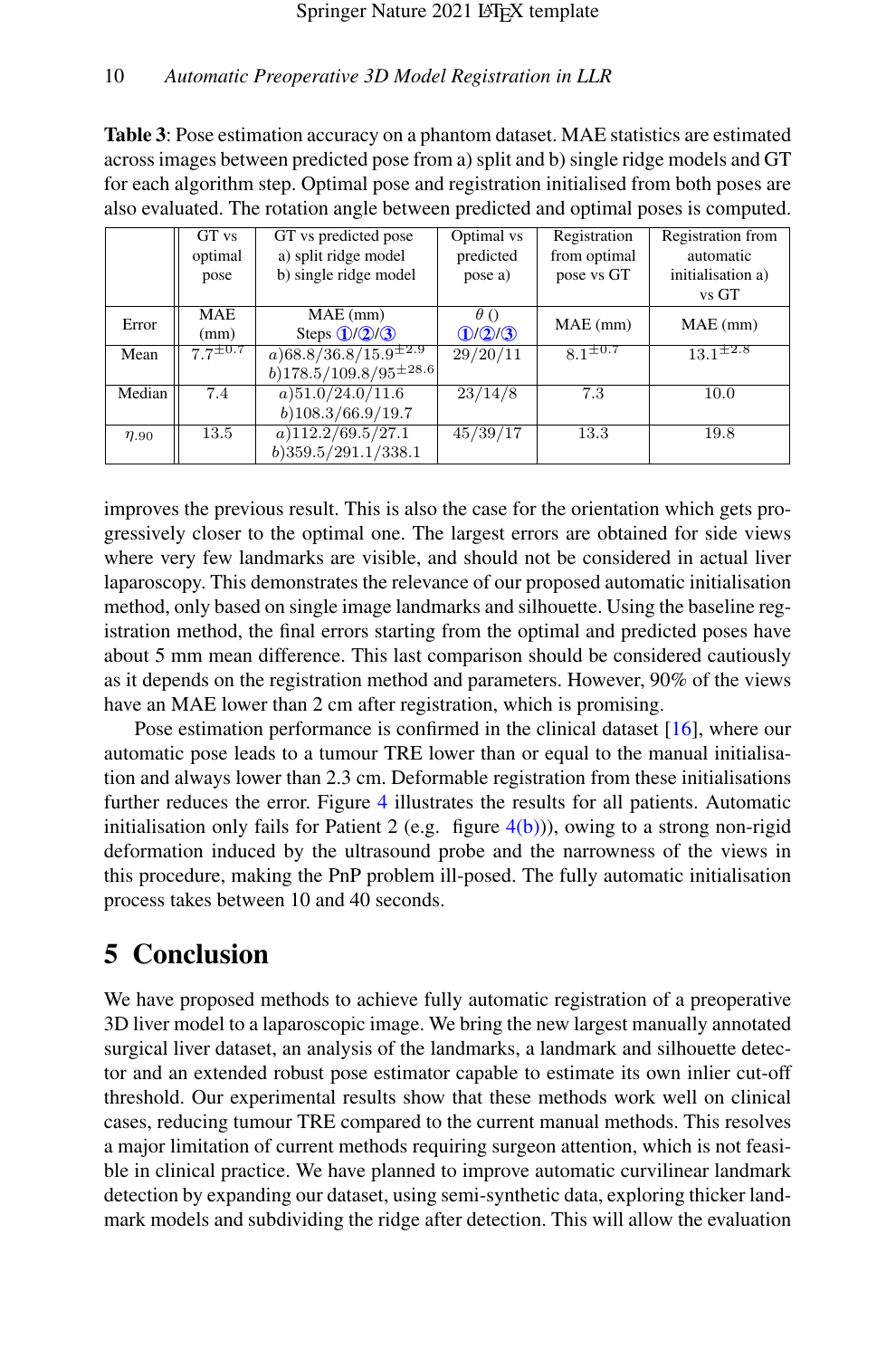**Table 3**: Pose estimation accuracy on a phantom dataset. MAE statistics are estimated across images between predicted pose from a) split and b) single ridge models and GT for each algorithm step. Optimal pose and registration initialised from both poses are also evaluated. The rotation angle between predicted and optimal poses is computed.

| | GT vs optimal pose | GT vs predicted pose a) split ridge model b) single ridge model | Optimal vs predicted pose a) | Registration from optimal pose vs GT | Registration from automatic initialisation a) vs GT |
|---|---|---|---|---|---|
| Error | MAE (mm) | MAE (mm) Steps ①/②/③ | $\theta$ () ①/②/③ | MAE (mm) | MAE (mm) |
| Mean | $7.7^{\pm 0.7}$ | $a)68.8/36.8/15.9^{\pm 2.9}$ $b)178.5/109.8/95^{\pm 28.6}$ | 29/20/11 | $8.1^{\pm 0.7}$ | $13.1^{\pm 2.8}$ |
| Median | 7.4 | $a)51.0/24.0/11.6$ $b)108.3/66.9/19.7$ | 23/14/8 | 7.3 | 10.0 |
| $\eta_{.90}$ | 13.5 | $a)112.2/69.5/27.1$ $b)359.5/291.1/338.1$ | 45/39/17 | 13.3 | 19.8 |

improves the previous result. This is also the case for the orientation which gets progressively closer to the optimal one. The largest errors are obtained for side views where very few landmarks are visible, and should not be considered in actual liver laparoscopy. This demonstrates the relevance of our proposed automatic initialisation method, only based on single image landmarks and silhouette. Using the baseline registration method, the final errors starting from the optimal and predicted poses have about 5 mm mean difference. This last comparison should be considered cautiously as it depends on the registration method and parameters. However, 90% of the views have an MAE lower than 2 cm after registration, which is promising.

Pose estimation performance is confirmed in the clinical dataset [16], where our automatic pose leads to a tumour TRE lower than or equal to the manual initialisation and always lower than 2.3 cm. Deformable registration from these initialisations further reduces the error. Figure 4 illustrates the results for all patients. Automatic initialisation only fails for Patient 2 (e.g. figure 4(b))), owing to a strong non-rigid deformation induced by the ultrasound probe and the narrowness of the views in this procedure, making the PnP problem ill-posed. The fully automatic initialisation process takes between 10 and 40 seconds.

## 5 Conclusion

We have proposed methods to achieve fully automatic registration of a preoperative 3D liver model to a laparoscopic image. We bring the new largest manually annotated surgical liver dataset, an analysis of the landmarks, a landmark and silhouette detector and an extended robust pose estimator capable to estimate its own inlier cut-off threshold. Our experimental results show that these methods work well on clinical cases, reducing tumour TRE compared to the current manual methods. This resolves a major limitation of current methods requiring surgeon attention, which is not feasible in clinical practice. We have planned to improve automatic curvilinear landmark detection by expanding our dataset, using semi-synthetic data, exploring thicker landmark models and subdividing the ridge after detection. This will allow the evaluation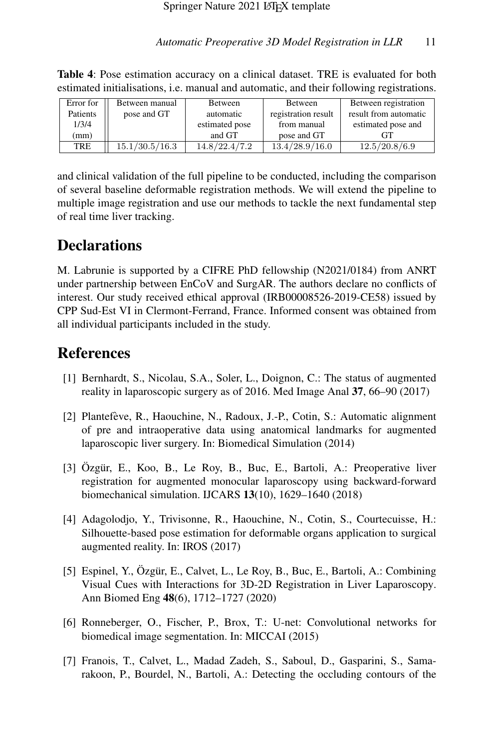**Table 4**: Pose estimation accuracy on a clinical dataset. TRE is evaluated for both estimated initialisations, i.e. manual and automatic, and their following registrations.

| Error for Patients 1/3/4 (mm) | Between manual pose and GT | Between automatic estimated pose and GT | Between registration result from manual pose and GT | Between registration result from automatic estimated pose and GT |
|---|---|---|---|---|
| TRE | 15.1/30.5/16.3 | 14.8/22.4/7.2 | 13.4/28.9/16.0 | 12.5/20.8/6.9 |

and clinical validation of the full pipeline to be conducted, including the comparison of several baseline deformable registration methods. We will extend the pipeline to multiple image registration and use our methods to tackle the next fundamental step of real time liver tracking.

# Declarations

M. Labrunie is supported by a CIFRE PhD fellowship (N2021/0184) from ANRT under partnership between EnCoV and SurgAR. The authors declare no conflicts of interest. Our study received ethical approval (IRB00008526-2019-CE58) issued by CPP Sud-Est VI in Clermont-Ferrand, France. Informed consent was obtained from all individual participants included in the study.

# References

[1] Bernhardt, S., Nicolau, S.A., Soler, L., Doignon, C.: The status of augmented reality in laparoscopic surgery as of 2016. Med Image Anal **37**, 66–90 (2017)

[2] Plantefève, R., Haouchine, N., Radoux, J.-P., Cotin, S.: Automatic alignment of pre and intraoperative data using anatomical landmarks for augmented laparoscopic liver surgery. In: Biomedical Simulation (2014)

[3] Özgür, E., Koo, B., Le Roy, B., Buc, E., Bartoli, A.: Preoperative liver registration for augmented monocular laparoscopy using backward-forward biomechanical simulation. IJCARS **13**(10), 1629–1640 (2018)

[4] Adagolodjo, Y., Trivisonne, R., Haouchine, N., Cotin, S., Courtecuisse, H.: Silhouette-based pose estimation for deformable organs application to surgical augmented reality. In: IROS (2017)

[5] Espinel, Y., Özgür, E., Calvet, L., Le Roy, B., Buc, E., Bartoli, A.: Combining Visual Cues with Interactions for 3D-2D Registration in Liver Laparoscopy. Ann Biomed Eng **48**(6), 1712–1727 (2020)

[6] Ronneberger, O., Fischer, P., Brox, T.: U-net: Convolutional networks for biomedical image segmentation. In: MICCAI (2015)

[7] Franois, T., Calvet, L., Madad Zadeh, S., Saboul, D., Gasparini, S., Samarakoon, P., Bourdel, N., Bartoli, A.: Detecting the occluding contours of the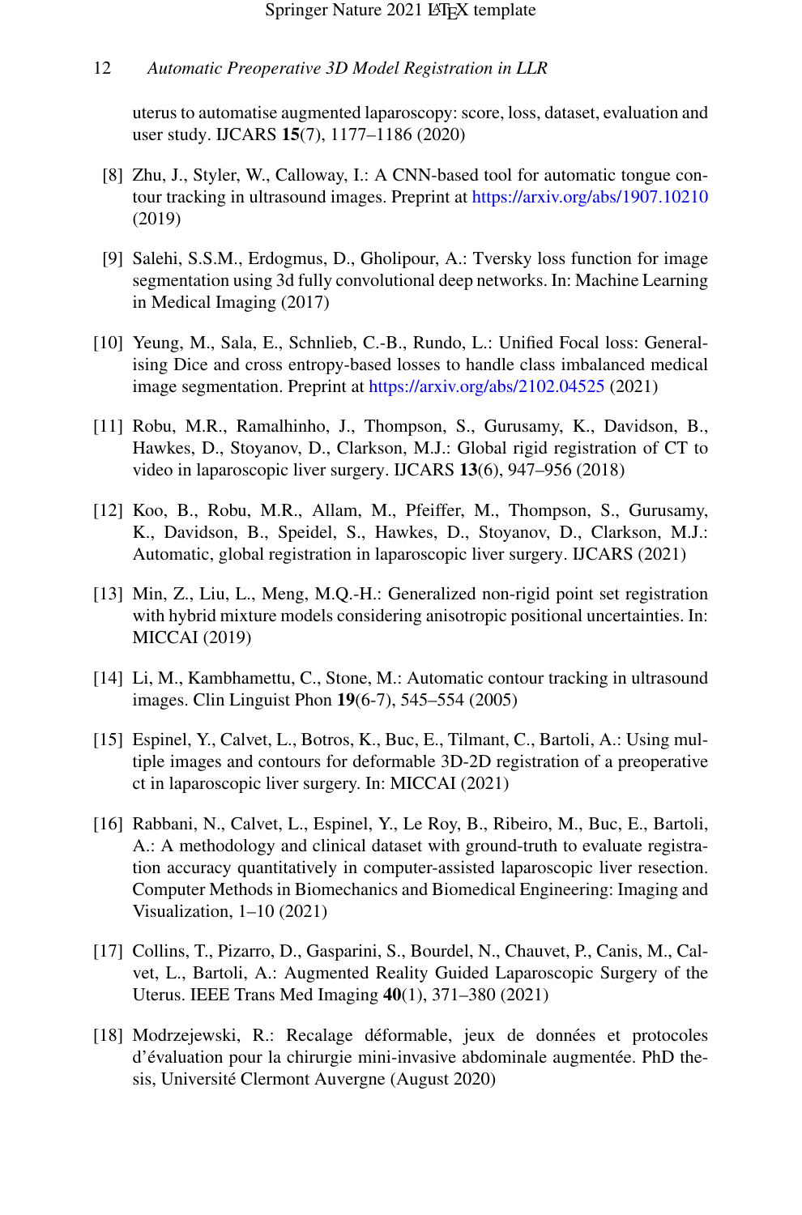uterus to automatise augmented laparoscopy: score, loss, dataset, evaluation and user study. IJCARS **15**(7), 1177–1186 (2020)

[8] Zhu, J., Styler, W., Calloway, I.: A CNN-based tool for automatic tongue contour tracking in ultrasound images. Preprint at https://arxiv.org/abs/1907.10210 (2019)

[9] Salehi, S.S.M., Erdogmus, D., Gholipour, A.: Tversky loss function for image segmentation using 3d fully convolutional deep networks. In: Machine Learning in Medical Imaging (2017)

[10] Yeung, M., Sala, E., Schnlieb, C.-B., Rundo, L.: Unified Focal loss: Generalising Dice and cross entropy-based losses to handle class imbalanced medical image segmentation. Preprint at https://arxiv.org/abs/2102.04525 (2021)

[11] Robu, M.R., Ramalhinho, J., Thompson, S., Gurusamy, K., Davidson, B., Hawkes, D., Stoyanov, D., Clarkson, M.J.: Global rigid registration of CT to video in laparoscopic liver surgery. IJCARS **13**(6), 947–956 (2018)

[12] Koo, B., Robu, M.R., Allam, M., Pfeiffer, M., Thompson, S., Gurusamy, K., Davidson, B., Speidel, S., Hawkes, D., Stoyanov, D., Clarkson, M.J.: Automatic, global registration in laparoscopic liver surgery. IJCARS (2021)

[13] Min, Z., Liu, L., Meng, M.Q.-H.: Generalized non-rigid point set registration with hybrid mixture models considering anisotropic positional uncertainties. In: MICCAI (2019)

[14] Li, M., Kambhamettu, C., Stone, M.: Automatic contour tracking in ultrasound images. Clin Linguist Phon **19**(6-7), 545–554 (2005)

[15] Espinel, Y., Calvet, L., Botros, K., Buc, E., Tilmant, C., Bartoli, A.: Using multiple images and contours for deformable 3D-2D registration of a preoperative ct in laparoscopic liver surgery. In: MICCAI (2021)

[16] Rabbani, N., Calvet, L., Espinel, Y., Le Roy, B., Ribeiro, M., Buc, E., Bartoli, A.: A methodology and clinical dataset with ground-truth to evaluate registration accuracy quantitatively in computer-assisted laparoscopic liver resection. Computer Methods in Biomechanics and Biomedical Engineering: Imaging and Visualization, 1–10 (2021)

[17] Collins, T., Pizarro, D., Gasparini, S., Bourdel, N., Chauvet, P., Canis, M., Calvet, L., Bartoli, A.: Augmented Reality Guided Laparoscopic Surgery of the Uterus. IEEE Trans Med Imaging **40**(1), 371–380 (2021)

[18] Modrzejewski, R.: Recalage déformable, jeux de données et protocoles d'évaluation pour la chirurgie mini-invasive abdominale augmentée. PhD thesis, Université Clermont Auvergne (August 2020)